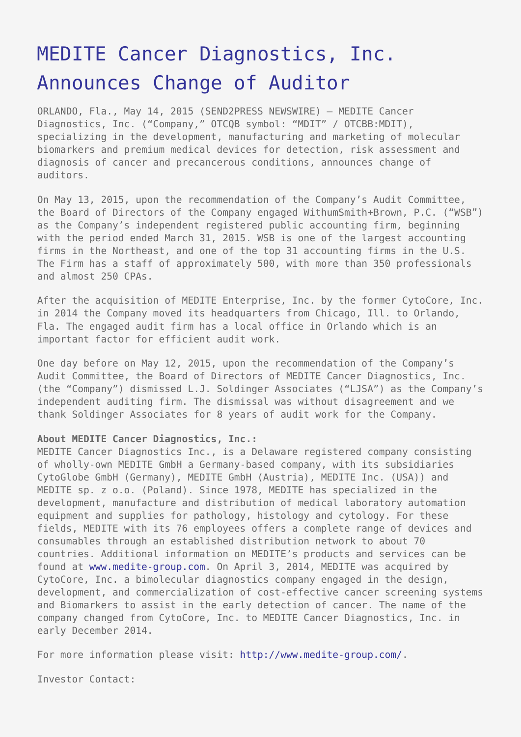# MEDITE Cancer Diagnostics, Inc. Announces Change of Auditor

ORLANDO, Fla., May 14, 2015 (SEND2PRESS NEWSWIRE) — MEDITE Cancer Diagnostics, Inc. ("Company," OTCQB symbol: "MDIT" / OTCBB:MDIT), specializing in the development, manufacturing and marketing of molecular biomarkers and premium medical devices for detection, risk assessment and diagnosis of cancer and precancerous conditions, announces change of auditors.

On May 13, 2015, upon the recommendation of the Company's Audit Committee, the Board of Directors of the Company engaged WithumSmith+Brown, P.C. ("WSB") as the Company's independent registered public accounting firm, beginning with the period ended March 31, 2015. WSB is one of the largest accounting firms in the Northeast, and one of the top 31 accounting firms in the U.S. The Firm has a staff of approximately 500, with more than 350 professionals and almost 250 CPAs.

After the acquisition of MEDITE Enterprise, Inc. by the former CytoCore, Inc. in 2014 the Company moved its headquarters from Chicago, Ill. to Orlando, Fla. The engaged audit firm has a local office in Orlando which is an important factor for efficient audit work.

One day before on May 12, 2015, upon the recommendation of the Company's Audit Committee, the Board of Directors of MEDITE Cancer Diagnostics, Inc. (the "Company") dismissed L.J. Soldinger Associates ("LJSA") as the Company's independent auditing firm. The dismissal was without disagreement and we thank Soldinger Associates for 8 years of audit work for the Company.

**About MEDITE Cancer Diagnostics, Inc.:**
MEDITE Cancer Diagnostics Inc., is a Delaware registered company consisting of wholly-own MEDITE GmbH a Germany-based company, with its subsidiaries CytoGlobe GmbH (Germany), MEDITE GmbH (Austria), MEDITE Inc. (USA)) and MEDITE sp. z o.o. (Poland). Since 1978, MEDITE has specialized in the development, manufacture and distribution of medical laboratory automation equipment and supplies for pathology, histology and cytology. For these fields, MEDITE with its 76 employees offers a complete range of devices and consumables through an established distribution network to about 70 countries. Additional information on MEDITE's products and services can be found at www.medite-group.com. On April 3, 2014, MEDITE was acquired by CytoCore, Inc. a bimolecular diagnostics company engaged in the design, development, and commercialization of cost-effective cancer screening systems and Biomarkers to assist in the early detection of cancer. The name of the company changed from CytoCore, Inc. to MEDITE Cancer Diagnostics, Inc. in early December 2014.

For more information please visit: http://www.medite-group.com/.

Investor Contact: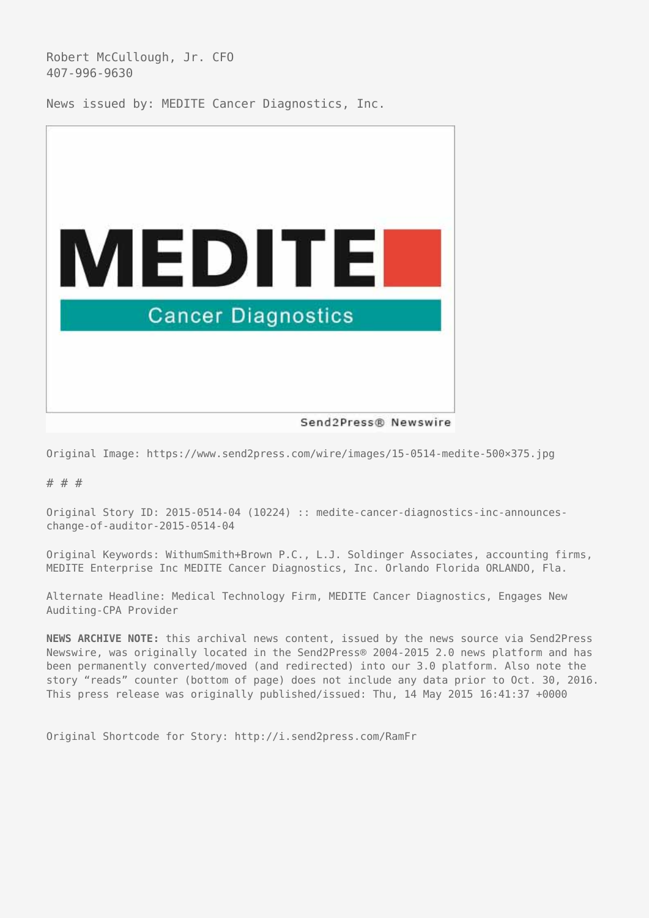Robert McCullough, Jr. CFO
407-996-9630

News issued by: MEDITE Cancer Diagnostics, Inc.

Original Image: https://www.send2press.com/wire/images/15-0514-medite-500×375.jpg

# # #

Original Story ID: 2015-0514-04 (10224) :: medite-cancer-diagnostics-inc-announces-change-of-auditor-2015-0514-04

Original Keywords: WithumSmith+Brown P.C., L.J. Soldinger Associates, accounting firms, MEDITE Enterprise Inc MEDITE Cancer Diagnostics, Inc. Orlando Florida ORLANDO, Fla.

Alternate Headline: Medical Technology Firm, MEDITE Cancer Diagnostics, Engages New Auditing-CPA Provider

**NEWS ARCHIVE NOTE:** this archival news content, issued by the news source via Send2Press Newswire, was originally located in the Send2Press® 2004-2015 2.0 news platform and has been permanently converted/moved (and redirected) into our 3.0 platform. Also note the story "reads" counter (bottom of page) does not include any data prior to Oct. 30, 2016. This press release was originally published/issued: Thu, 14 May 2015 16:41:37 +0000

Original Shortcode for Story: http://i.send2press.com/RamFr